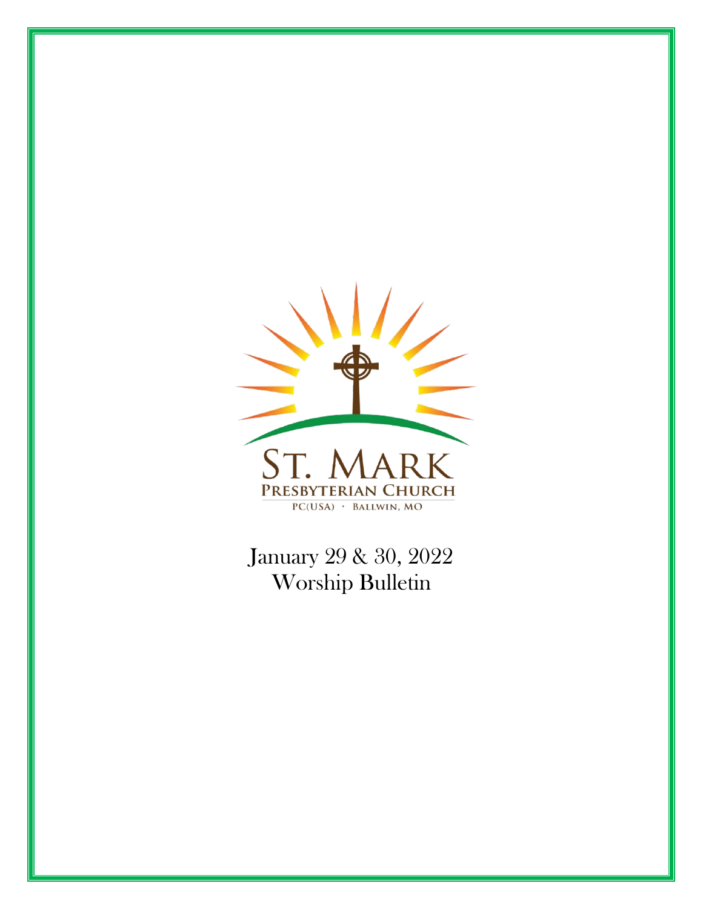ST. MARK
PRESBYTERIAN CHURCH
PC(USA) · BALLWIN, MO

January 29 & 30, 2022
Worship Bulletin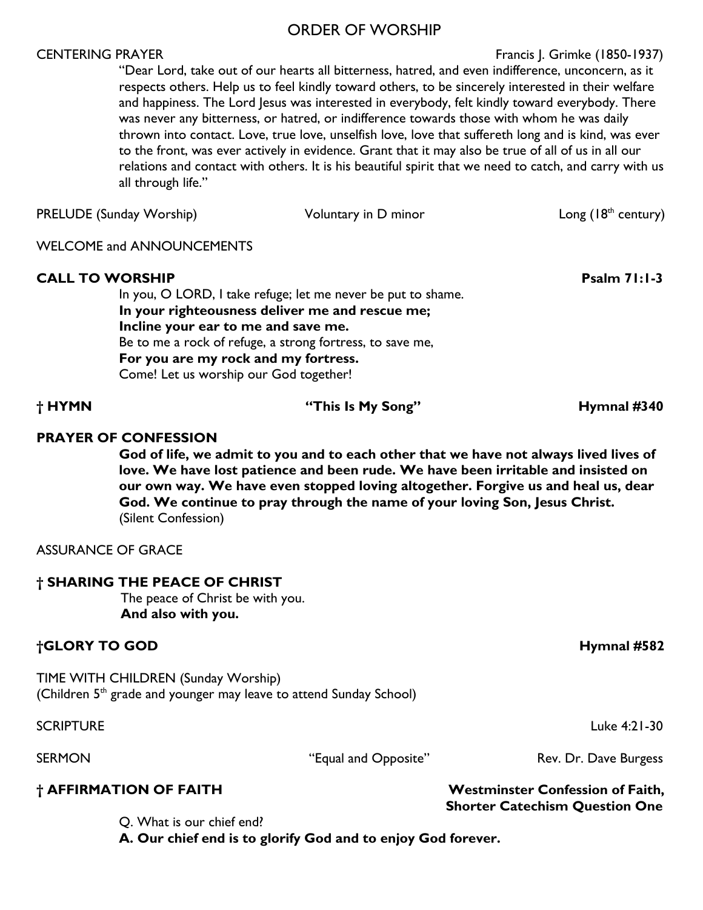# ORDER OF WORSHIP

CENTERING PRAYER Francis J. Grimke (1850-1937)

"Dear Lord, take out of our hearts all bitterness, hatred, and even indifference, unconcern, as it respects others. Help us to feel kindly toward others, to be sincerely interested in their welfare and happiness. The Lord Jesus was interested in everybody, felt kindly toward everybody. There was never any bitterness, or hatred, or indifference towards those with whom he was daily thrown into contact. Love, true love, unselfish love, love that suffereth long and is kind, was ever to the front, was ever actively in evidence. Grant that it may also be true of all of us in all our relations and contact with others. It is his beautiful spirit that we need to catch, and carry with us all through life."

PRELUDE (Sunday Worship) Voluntary in D minor Long (18th century)

WELCOME and ANNOUNCEMENTS

**CALL TO WORSHIP** **Psalm 71:1-3**

In you, O LORD, I take refuge; let me never be put to shame.
**In your righteousness deliver me and rescue me;**
**Incline your ear to me and save me.**
Be to me a rock of refuge, a strong fortress, to save me,
**For you are my rock and my fortress.**
Come! Let us worship our God together!

**† HYMN** **"This Is My Song"** **Hymnal #340**

**PRAYER OF CONFESSION**

**God of life, we admit to you and to each other that we have not always lived lives of love. We have lost patience and been rude. We have been irritable and insisted on our own way. We have even stopped loving altogether. Forgive us and heal us, dear God. We continue to pray through the name of your loving Son, Jesus Christ.**
(Silent Confession)

ASSURANCE OF GRACE

**† SHARING THE PEACE OF CHRIST**

The peace of Christ be with you.
**And also with you.**

**†GLORY TO GOD** **Hymnal #582**

TIME WITH CHILDREN (Sunday Worship)
(Children 5th grade and younger may leave to attend Sunday School)

SCRIPTURE Luke 4:21-30

SERMON "Equal and Opposite" Rev. Dr. Dave Burgess

**† AFFIRMATION OF FAITH** **Westminster Confession of Faith, Shorter Catechism Question One**

Q. What is our chief end?
**A. Our chief end is to glorify God and to enjoy God forever.**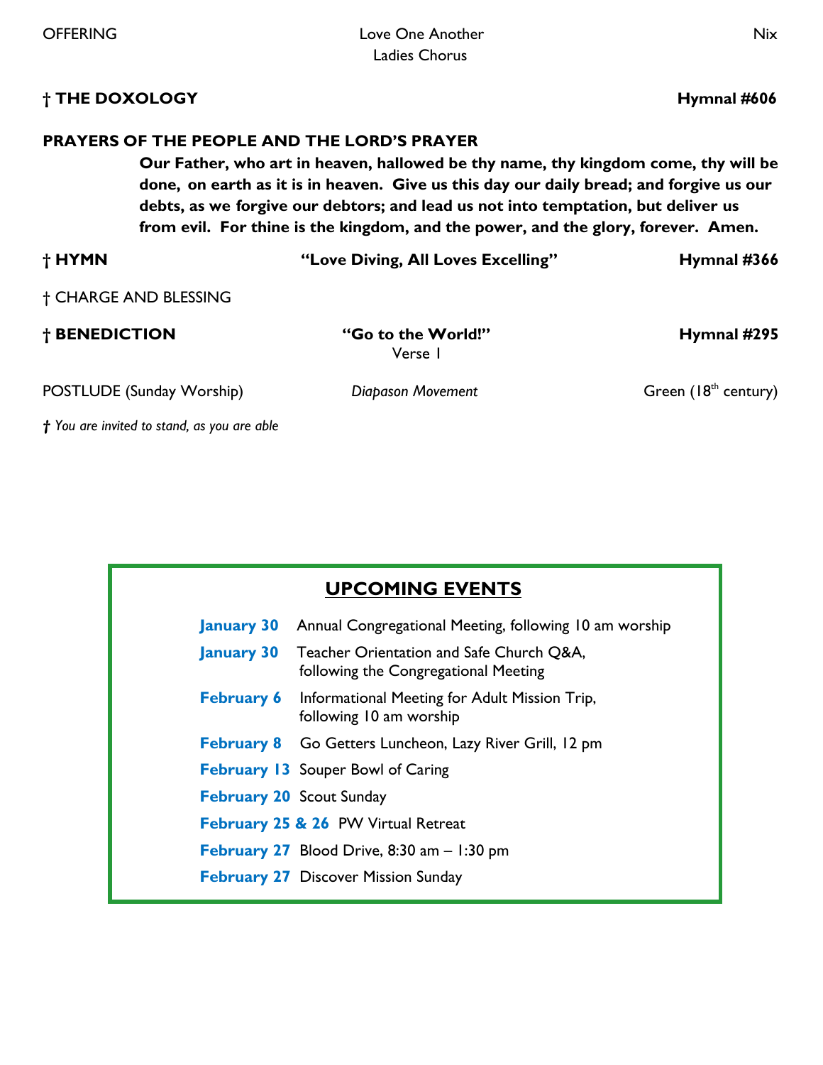OFFERING — *Love One Another*, Ladies Chorus — Nix

**† THE DOXOLOGY** — **Hymnal #606**

**PRAYERS OF THE PEOPLE AND THE LORD'S PRAYER**

> **Our Father, who art in heaven, hallowed be thy name, thy kingdom come, thy will be done, on earth as it is in heaven. Give us this day our daily bread; and forgive us our debts, as we forgive our debtors; and lead us not into temptation, but deliver us from evil. For thine is the kingdom, and the power, and the glory, forever. Amen.**

**† HYMN** — **"Love Diving, All Loves Excelling"** — **Hymnal #366**

† CHARGE AND BLESSING

**† BENEDICTION** — **"Go to the World!"** Verse 1 — **Hymnal #295**

POSTLUDE (Sunday Worship) — *Diapason Movement* — Green (18th century)

*† You are invited to stand, as you are able*

## UPCOMING EVENTS

| Date | Event |
|---|---|
| **January 30** | Annual Congregational Meeting, following 10 am worship |
| **January 30** | Teacher Orientation and Safe Church Q&A, following the Congregational Meeting |
| **February 6** | Informational Meeting for Adult Mission Trip, following 10 am worship |
| **February 8** | Go Getters Luncheon, Lazy River Grill, 12 pm |
| **February 13** | Souper Bowl of Caring |
| **February 20** | Scout Sunday |
| **February 25 & 26** | PW Virtual Retreat |
| **February 27** | Blood Drive, 8:30 am – 1:30 pm |
| **February 27** | Discover Mission Sunday |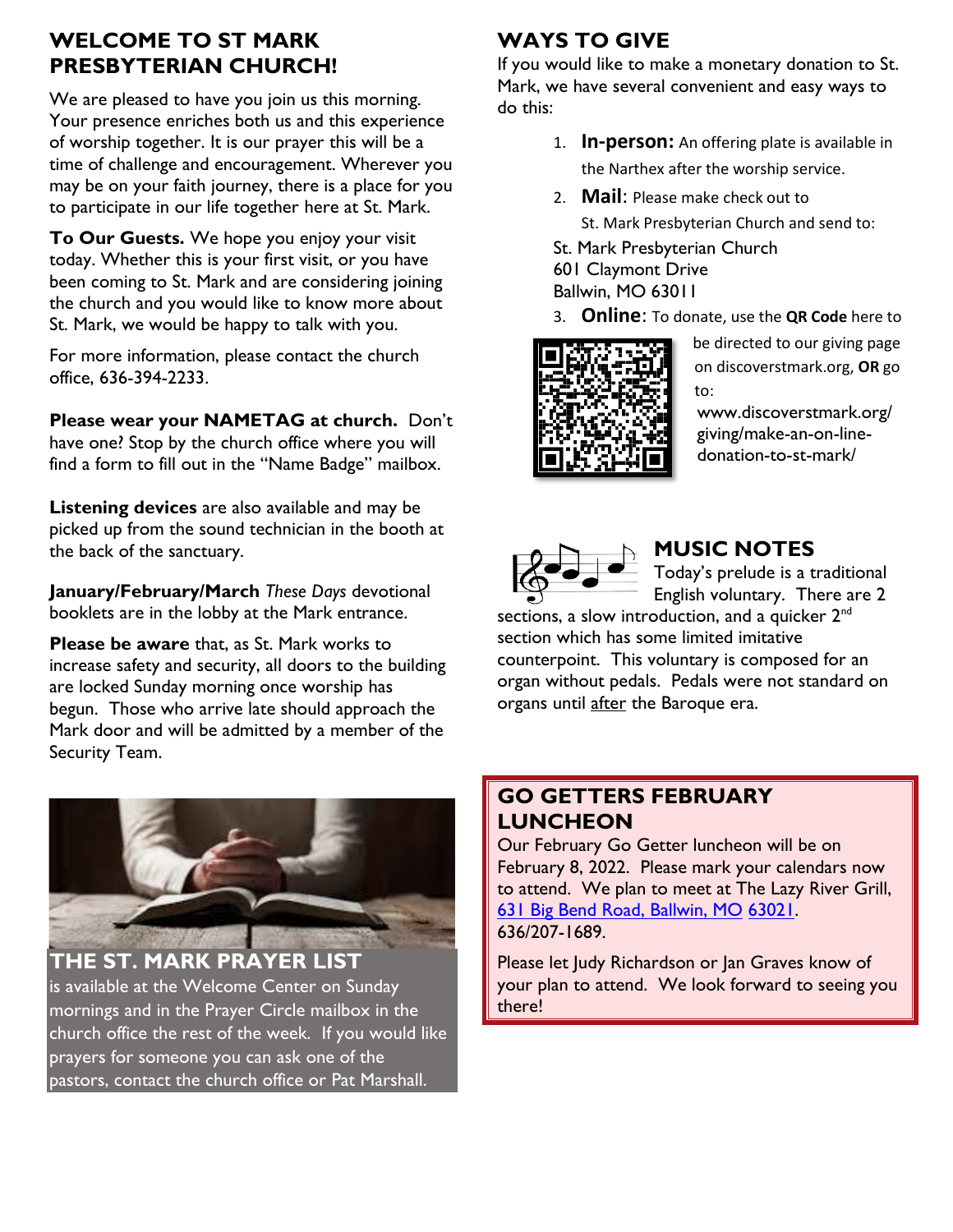## WELCOME TO ST MARK PRESBYTERIAN CHURCH!

We are pleased to have you join us this morning. Your presence enriches both us and this experience of worship together. It is our prayer this will be a time of challenge and encouragement. Wherever you may be on your faith journey, there is a place for you to participate in our life together here at St. Mark.

**To Our Guests.** We hope you enjoy your visit today. Whether this is your first visit, or you have been coming to St. Mark and are considering joining the church and you would like to know more about St. Mark, we would be happy to talk with you.

For more information, please contact the church office, 636-394-2233.

**Please wear your NAMETAG at church.** Don't have one? Stop by the church office where you will find a form to fill out in the "Name Badge" mailbox.

**Listening devices** are also available and may be picked up from the sound technician in the booth at the back of the sanctuary.

**January/February/March** *These Days* devotional booklets are in the lobby at the Mark entrance.

**Please be aware** that, as St. Mark works to increase safety and security, all doors to the building are locked Sunday morning once worship has begun. Those who arrive late should approach the Mark door and will be admitted by a member of the Security Team.

## THE ST. MARK PRAYER LIST

is available at the Welcome Center on Sunday mornings and in the Prayer Circle mailbox in the church office the rest of the week. If you would like prayers for someone you can ask one of the pastors, contact the church office or Pat Marshall.

## WAYS TO GIVE

If you would like to make a monetary donation to St. Mark, we have several convenient and easy ways to do this:

1. **In-person:** An offering plate is available in the Narthex after the worship service.
2. **Mail**: Please make check out to St. Mark Presbyterian Church and send to:

   St. Mark Presbyterian Church
   601 Claymont Drive
   Ballwin, MO 63011
3. **Online**: To donate, use the **QR Code** here to be directed to our giving page on discoverstmark.org, **OR** go to: www.discoverstmark.org/giving/make-an-on-line-donation-to-st-mark/

## MUSIC NOTES

Today's prelude is a traditional English voluntary. There are 2 sections, a slow introduction, and a quicker 2nd section which has some limited imitative counterpoint. This voluntary is composed for an organ without pedals. Pedals were not standard on organs until after the Baroque era.

## GO GETTERS FEBRUARY LUNCHEON

Our February Go Getter luncheon will be on February 8, 2022. Please mark your calendars now to attend. We plan to meet at The Lazy River Grill, 631 Big Bend Road, Ballwin, MO 63021. 636/207-1689.

Please let Judy Richardson or Jan Graves know of your plan to attend. We look forward to seeing you there!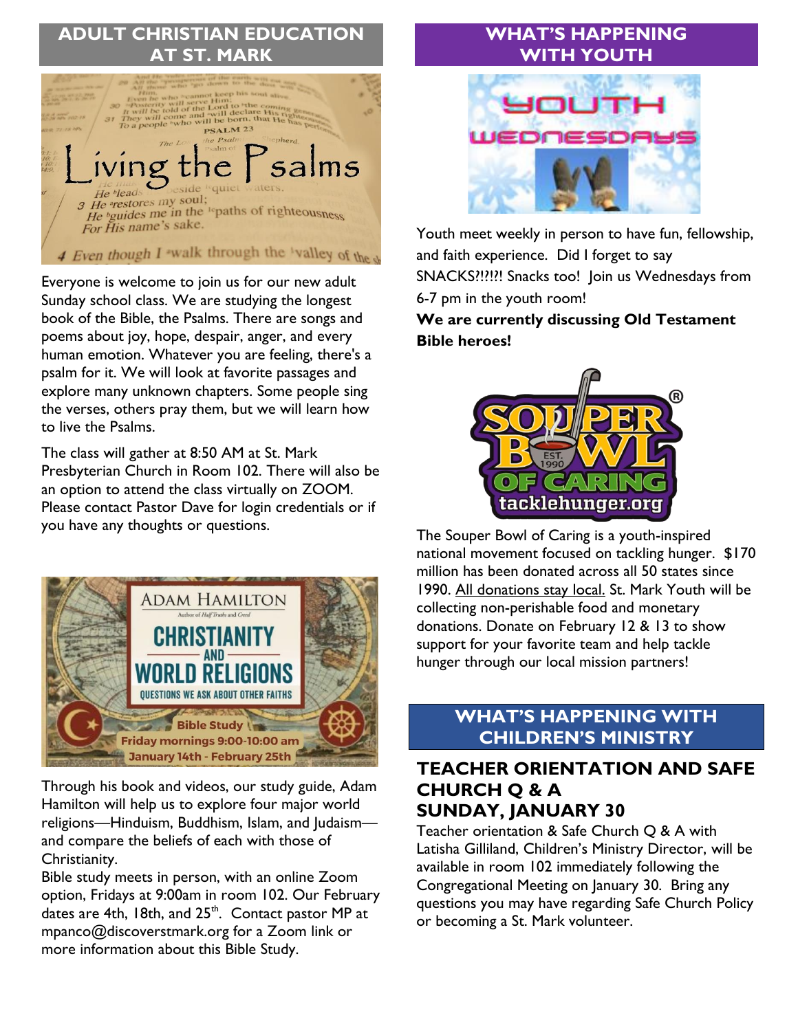## ADULT CHRISTIAN EDUCATION AT ST. MARK

Everyone is welcome to join us for our new adult Sunday school class. We are studying the longest book of the Bible, the Psalms. There are songs and poems about joy, hope, despair, anger, and every human emotion. Whatever you are feeling, there's a psalm for it. We will look at favorite passages and explore many unknown chapters. Some people sing the verses, others pray them, but we will learn how to live the Psalms.

The class will gather at 8:50 AM at St. Mark Presbyterian Church in Room 102. There will also be an option to attend the class virtually on ZOOM. Please contact Pastor Dave for login credentials or if you have any thoughts or questions.

Through his book and videos, our study guide, Adam Hamilton will help us to explore four major world religions—Hinduism, Buddhism, Islam, and Judaism—and compare the beliefs of each with those of Christianity.

Bible study meets in person, with an online Zoom option, Fridays at 9:00am in room 102. Our February dates are 4th, 18th, and 25th. Contact pastor MP at mpanco@discoverstmark.org for a Zoom link or more information about this Bible Study.

## WHAT'S HAPPENING WITH YOUTH

Youth meet weekly in person to have fun, fellowship, and faith experience. Did I forget to say SNACKS?!?!?! Snacks too! Join us Wednesdays from 6-7 pm in the youth room!

**We are currently discussing Old Testament Bible heroes!**

The Souper Bowl of Caring is a youth-inspired national movement focused on tackling hunger. $170 million has been donated across all 50 states since 1990. All donations stay local. St. Mark Youth will be collecting non-perishable food and monetary donations. Donate on February 12 & 13 to show support for your favorite team and help tackle hunger through our local mission partners!

## WHAT'S HAPPENING WITH CHILDREN'S MINISTRY

### TEACHER ORIENTATION AND SAFE CHURCH Q & A SUNDAY, JANUARY 30

Teacher orientation & Safe Church Q & A with Latisha Gilliland, Children's Ministry Director, will be available in room 102 immediately following the Congregational Meeting on January 30. Bring any questions you may have regarding Safe Church Policy or becoming a St. Mark volunteer.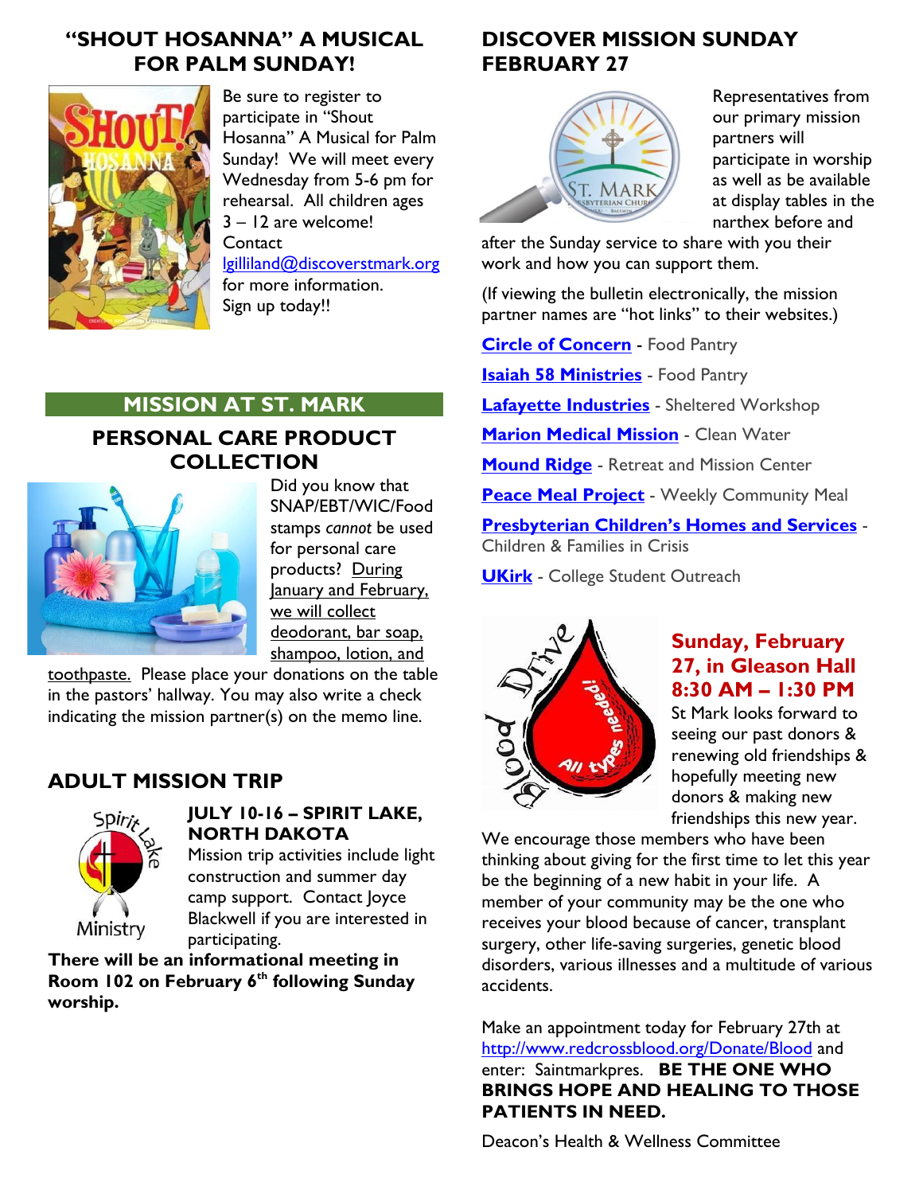## "SHOUT HOSANNA" A MUSICAL FOR PALM SUNDAY!

Be sure to register to participate in "Shout Hosanna" A Musical for Palm Sunday! We will meet every Wednesday from 5-6 pm for rehearsal. All children ages 3 – 12 are welcome! Contact lgilliland@discoverstmark.org for more information. Sign up today!!

## MISSION AT ST. MARK

### PERSONAL CARE PRODUCT COLLECTION

Did you know that SNAP/EBT/WIC/Food stamps *cannot* be used for personal care products? During January and February, we will collect deodorant, bar soap, shampoo, lotion, and toothpaste. Please place your donations on the table in the pastors' hallway. You may also write a check indicating the mission partner(s) on the memo line.

## ADULT MISSION TRIP

**JULY 10-16 – SPIRIT LAKE, NORTH DAKOTA**

Mission trip activities include light construction and summer day camp support. Contact Joyce Blackwell if you are interested in participating.

**There will be an informational meeting in Room 102 on February 6th following Sunday worship.**

## DISCOVER MISSION SUNDAY FEBRUARY 27

Representatives from our primary mission partners will participate in worship as well as be available at display tables in the narthex before and after the Sunday service to share with you their work and how you can support them.

(If viewing the bulletin electronically, the mission partner names are "hot links" to their websites.)

**Circle of Concern** - Food Pantry

**Isaiah 58 Ministries** - Food Pantry

**Lafayette Industries** - Sheltered Workshop

**Marion Medical Mission** - Clean Water

**Mound Ridge** - Retreat and Mission Center

**Peace Meal Project** - Weekly Community Meal

**Presbyterian Children's Homes and Services** - Children & Families in Crisis

**UKirk** - College Student Outreach

### Sunday, February 27, in Gleason Hall 8:30 AM – 1:30 PM

St Mark looks forward to seeing our past donors & renewing old friendships & hopefully meeting new donors & making new friendships this new year. We encourage those members who have been thinking about giving for the first time to let this year be the beginning of a new habit in your life. A member of your community may be the one who receives your blood because of cancer, transplant surgery, other life-saving surgeries, genetic blood disorders, various illnesses and a multitude of various accidents.

Make an appointment today for February 27th at http://www.redcrossblood.org/Donate/Blood and enter: Saintmarkpres. **BE THE ONE WHO BRINGS HOPE AND HEALING TO THOSE PATIENTS IN NEED.**

Deacon's Health & Wellness Committee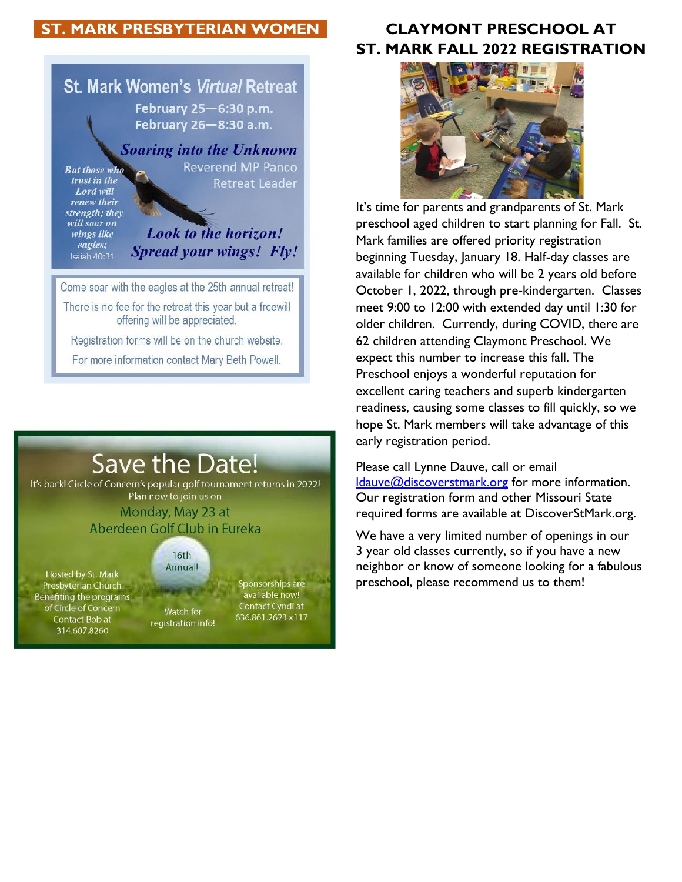## ST. MARK PRESBYTERIAN WOMEN

### St. Mark Women's *Virtual* Retreat

February 25—6:30 p.m.
February 26—8:30 a.m.

***Soaring into the Unknown***

Reverend MP Panco
Retreat Leader

*But those who trust in the Lord will renew their strength; they will soar on wings like eagles;*
Isaiah 40:31

***Look to the horizon! Spread your wings! Fly!***

Come soar with the eagles at the 25th annual retreat!

There is no fee for the retreat this year but a freewill offering will be appreciated.

Registration forms will be on the church website.

For more information contact Mary Beth Powell.

### Save the Date!

It's back! Circle of Concern's popular golf tournament returns in 2022!
Plan now to join us on

Monday, May 23 at
Aberdeen Golf Club in Eureka

16th Annual!

Hosted by St. Mark Presbyterian Church Benefiting the programs of Circle of Concern
Contact Bob at 314.607.8260

Watch for registration info!

Sponsorships are available now!
Contact Cyndi at 636.861.2623 x117

## CLAYMONT PRESCHOOL AT ST. MARK FALL 2022 REGISTRATION

It's time for parents and grandparents of St. Mark preschool aged children to start planning for Fall. St. Mark families are offered priority registration beginning Tuesday, January 18. Half-day classes are available for children who will be 2 years old before October 1, 2022, through pre-kindergarten. Classes meet 9:00 to 12:00 with extended day until 1:30 for older children. Currently, during COVID, there are 62 children attending Claymont Preschool. We expect this number to increase this fall. The Preschool enjoys a wonderful reputation for excellent caring teachers and superb kindergarten readiness, causing some classes to fill quickly, so we hope St. Mark members will take advantage of this early registration period.

Please call Lynne Dauve, call or email ldauve@discoverstmark.org for more information. Our registration form and other Missouri State required forms are available at DiscoverStMark.org.

We have a very limited number of openings in our 3 year old classes currently, so if you have a new neighbor or know of someone looking for a fabulous preschool, please recommend us to them!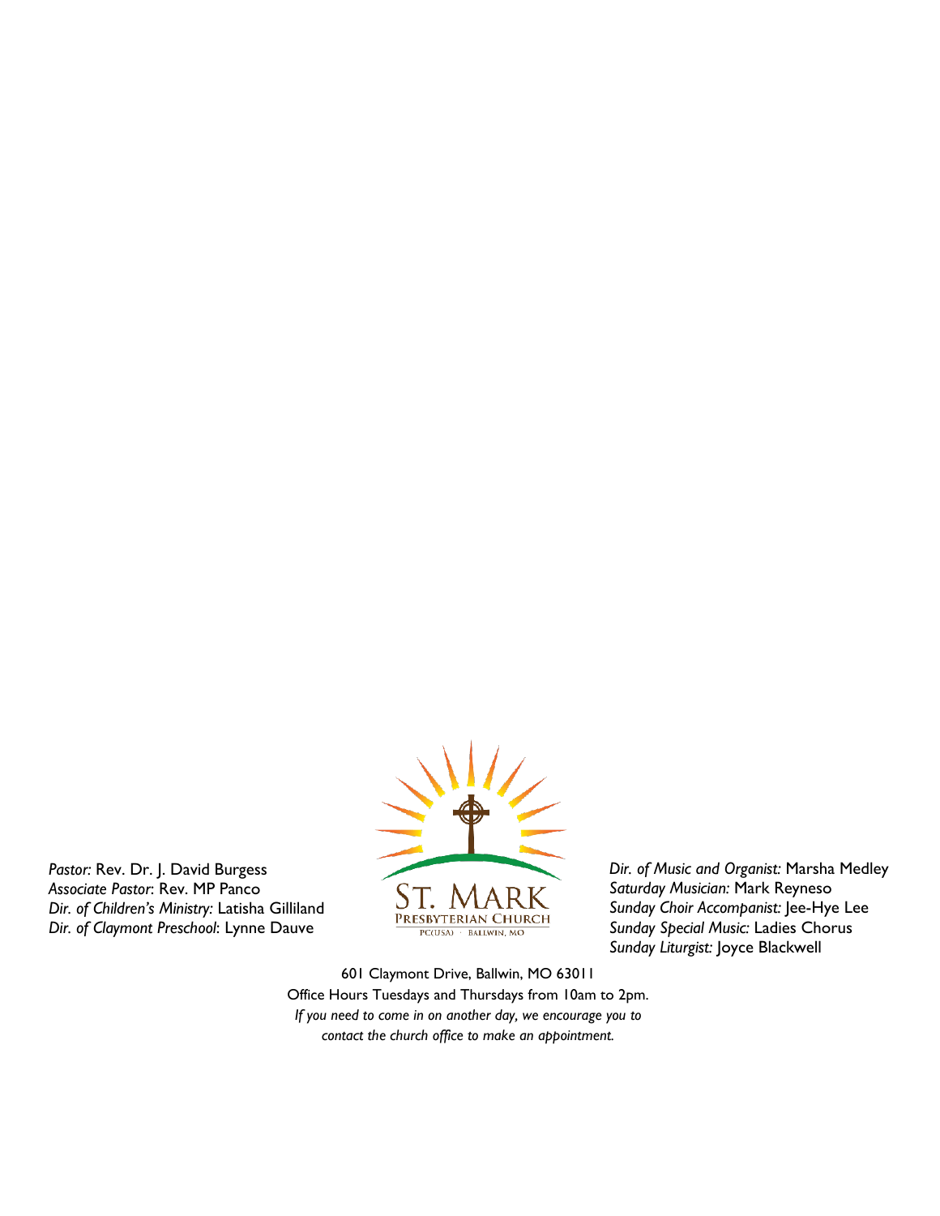*Pastor:* Rev. Dr. J. David Burgess
*Associate Pastor*: Rev. MP Panco
*Dir. of Children's Ministry:* Latisha Gilliland
*Dir. of Claymont Preschool*: Lynne Dauve

ST. MARK
PRESBYTERIAN CHURCH
PC(USA) · BALLWIN, MO

*Dir. of Music and Organist:* Marsha Medley
*Saturday Musician:* Mark Reyneso
*Sunday Choir Accompanist:* Jee-Hye Lee
*Sunday Special Music:* Ladies Chorus
*Sunday Liturgist:* Joyce Blackwell

601 Claymont Drive, Ballwin, MO 63011
Office Hours Tuesdays and Thursdays from 10am to 2pm.
*If you need to come in on another day, we encourage you to contact the church office to make an appointment.*